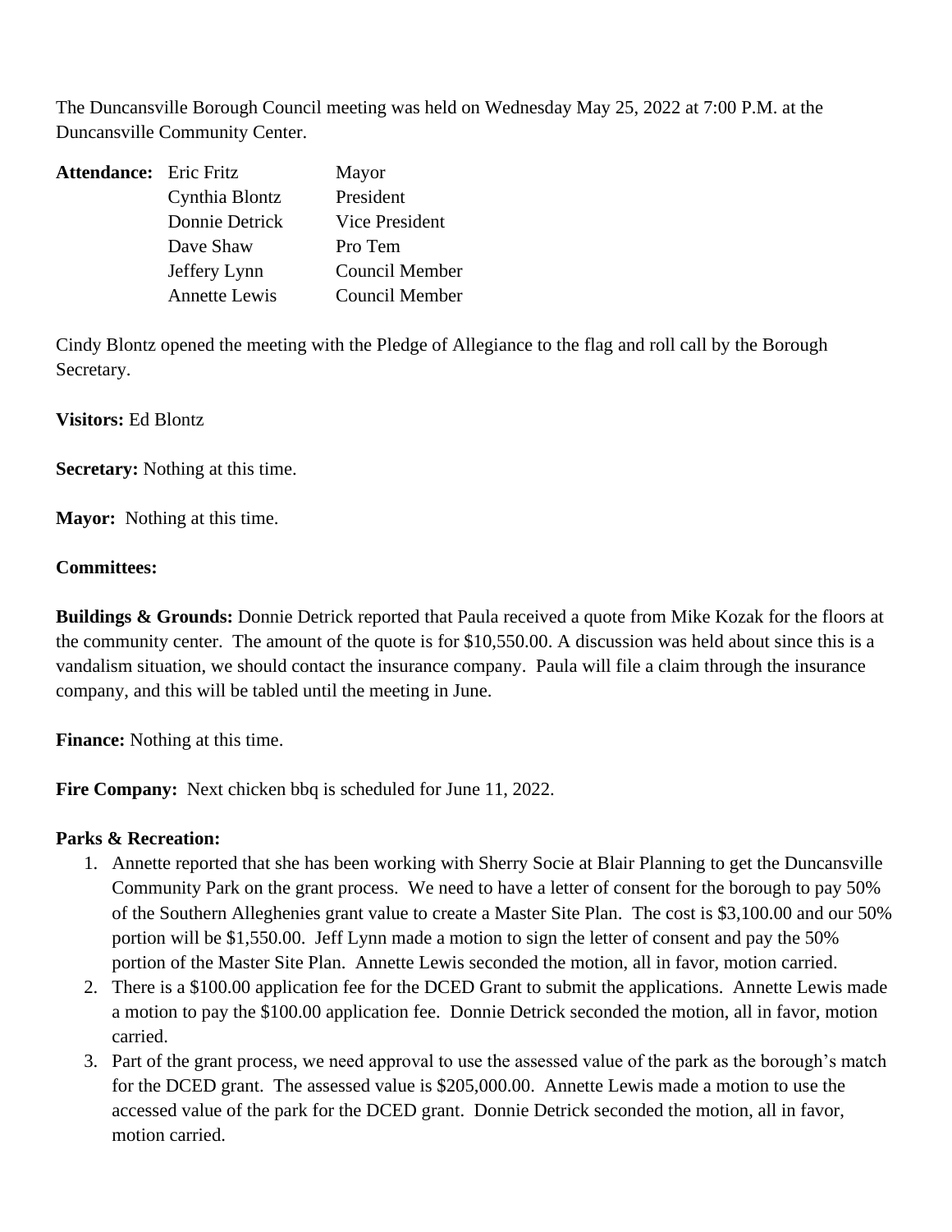The Duncansville Borough Council meeting was held on Wednesday May 25, 2022 at 7:00 P.M. at the Duncansville Community Center.

| **Attendance:** | Eric Fritz | Mayor |
|---|---|---|
| | Cynthia Blontz | President |
| | Donnie Detrick | Vice President |
| | Dave Shaw | Pro Tem |
| | Jeffery Lynn | Council Member |
| | Annette Lewis | Council Member |

Cindy Blontz opened the meeting with the Pledge of Allegiance to the flag and roll call by the Borough Secretary.

**Visitors:** Ed Blontz

**Secretary:** Nothing at this time.

**Mayor:** Nothing at this time.

**Committees:**

**Buildings & Grounds:** Donnie Detrick reported that Paula received a quote from Mike Kozak for the floors at the community center. The amount of the quote is for $10,550.00. A discussion was held about since this is a vandalism situation, we should contact the insurance company. Paula will file a claim through the insurance company, and this will be tabled until the meeting in June.

**Finance:** Nothing at this time.

**Fire Company:** Next chicken bbq is scheduled for June 11, 2022.

**Parks & Recreation:**

1. Annette reported that she has been working with Sherry Socie at Blair Planning to get the Duncansville Community Park on the grant process. We need to have a letter of consent for the borough to pay 50% of the Southern Alleghenies grant value to create a Master Site Plan. The cost is $3,100.00 and our 50% portion will be $1,550.00. Jeff Lynn made a motion to sign the letter of consent and pay the 50% portion of the Master Site Plan. Annette Lewis seconded the motion, all in favor, motion carried.
2. There is a $100.00 application fee for the DCED Grant to submit the applications. Annette Lewis made a motion to pay the $100.00 application fee. Donnie Detrick seconded the motion, all in favor, motion carried.
3. Part of the grant process, we need approval to use the assessed value of the park as the borough's match for the DCED grant. The assessed value is $205,000.00. Annette Lewis made a motion to use the accessed value of the park for the DCED grant. Donnie Detrick seconded the motion, all in favor, motion carried.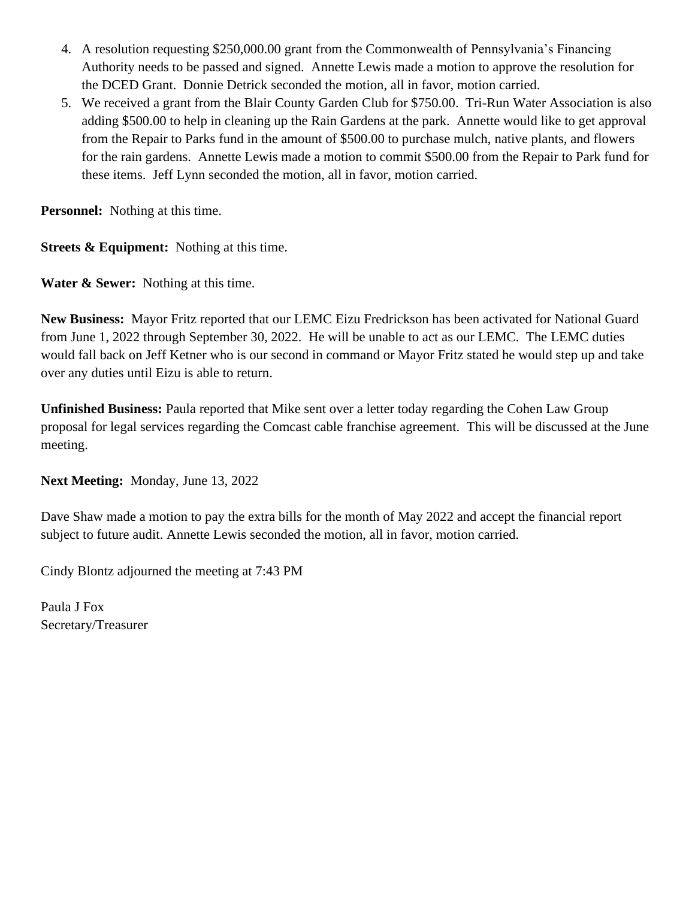4. A resolution requesting $250,000.00 grant from the Commonwealth of Pennsylvania's Financing Authority needs to be passed and signed. Annette Lewis made a motion to approve the resolution for the DCED Grant. Donnie Detrick seconded the motion, all in favor, motion carried.
5. We received a grant from the Blair County Garden Club for $750.00. Tri-Run Water Association is also adding $500.00 to help in cleaning up the Rain Gardens at the park. Annette would like to get approval from the Repair to Parks fund in the amount of $500.00 to purchase mulch, native plants, and flowers for the rain gardens. Annette Lewis made a motion to commit $500.00 from the Repair to Park fund for these items. Jeff Lynn seconded the motion, all in favor, motion carried.

**Personnel:** Nothing at this time.

**Streets & Equipment:** Nothing at this time.

**Water & Sewer:** Nothing at this time.

**New Business:** Mayor Fritz reported that our LEMC Eizu Fredrickson has been activated for National Guard from June 1, 2022 through September 30, 2022. He will be unable to act as our LEMC. The LEMC duties would fall back on Jeff Ketner who is our second in command or Mayor Fritz stated he would step up and take over any duties until Eizu is able to return.

**Unfinished Business:** Paula reported that Mike sent over a letter today regarding the Cohen Law Group proposal for legal services regarding the Comcast cable franchise agreement. This will be discussed at the June meeting.

**Next Meeting:** Monday, June 13, 2022

Dave Shaw made a motion to pay the extra bills for the month of May 2022 and accept the financial report subject to future audit. Annette Lewis seconded the motion, all in favor, motion carried.

Cindy Blontz adjourned the meeting at 7:43 PM

Paula J Fox
Secretary/Treasurer